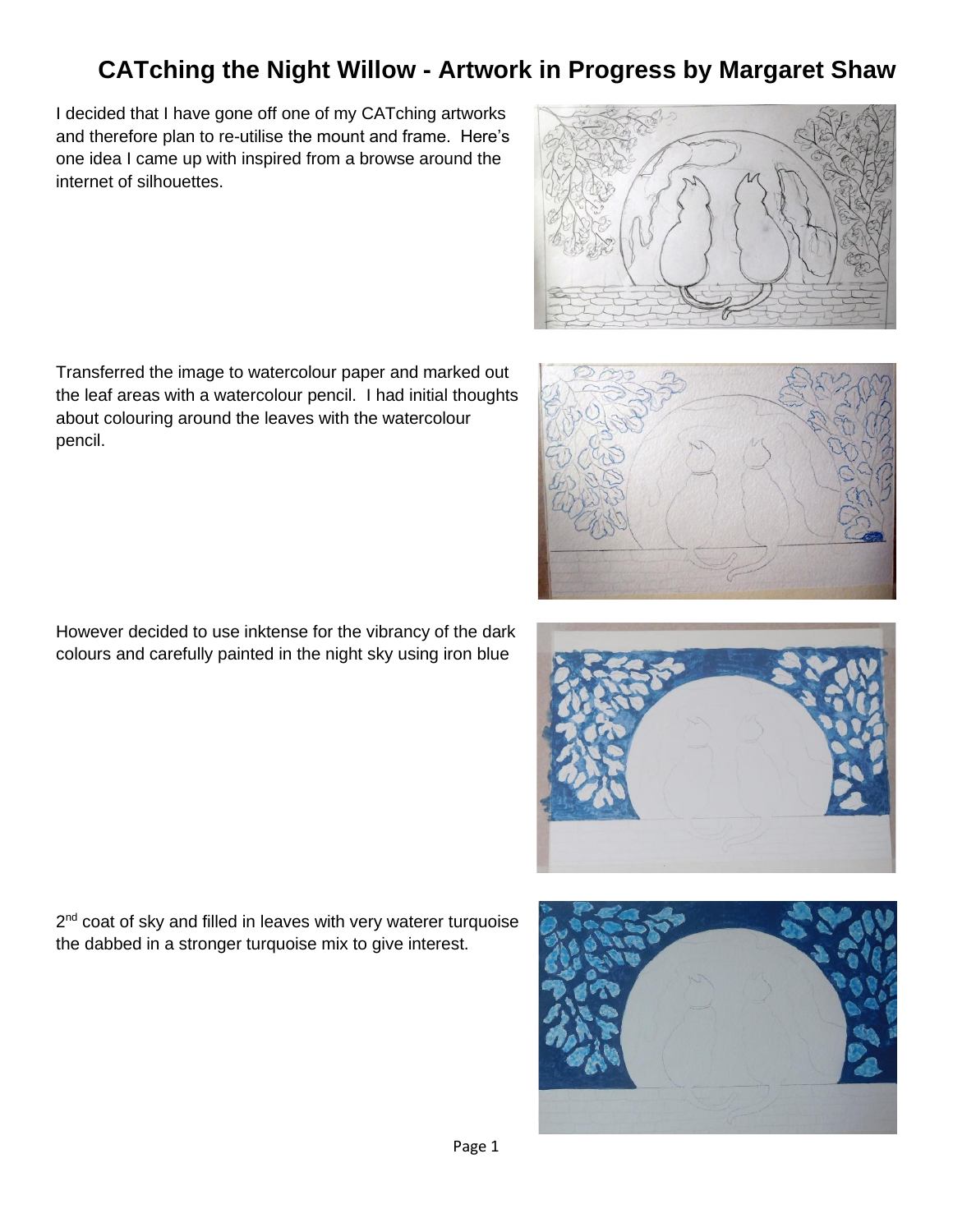# CATching the Night Willow - Artwork in Progress by Margaret Shaw

I decided that I have gone off one of my CATching artworks and therefore plan to re-utilise the mount and frame. Here's one idea I came up with inspired from a browse around the internet of silhouettes.

Transferred the image to watercolour paper and marked out the leaf areas with a watercolour pencil. I had initial thoughts about colouring around the leaves with the watercolour pencil.

However decided to use inktense for the vibrancy of the dark colours and carefully painted in the night sky using iron blue

2nd coat of sky and filled in leaves with very waterer turquoise the dabbed in a stronger turquoise mix to give interest.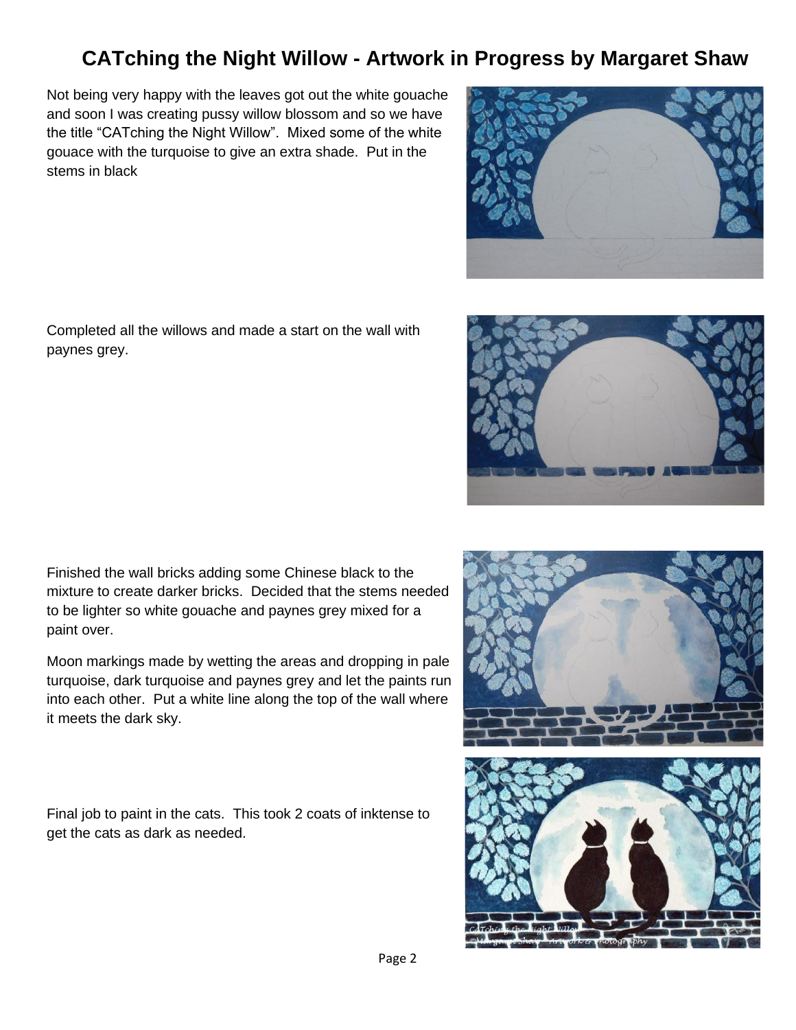# CATching the Night Willow - Artwork in Progress by Margaret Shaw

Not being very happy with the leaves got out the white gouache and soon I was creating pussy willow blossom and so we have the title "CATching the Night Willow". Mixed some of the white gouace with the turquoise to give an extra shade. Put in the stems in black

Completed all the willows and made a start on the wall with paynes grey.

Finished the wall bricks adding some Chinese black to the mixture to create darker bricks. Decided that the stems needed to be lighter so white gouache and paynes grey mixed for a paint over.

Moon markings made by wetting the areas and dropping in pale turquoise, dark turquoise and paynes grey and let the paints run into each other. Put a white line along the top of the wall where it meets the dark sky.

Final job to paint in the cats. This took 2 coats of inktense to get the cats as dark as needed.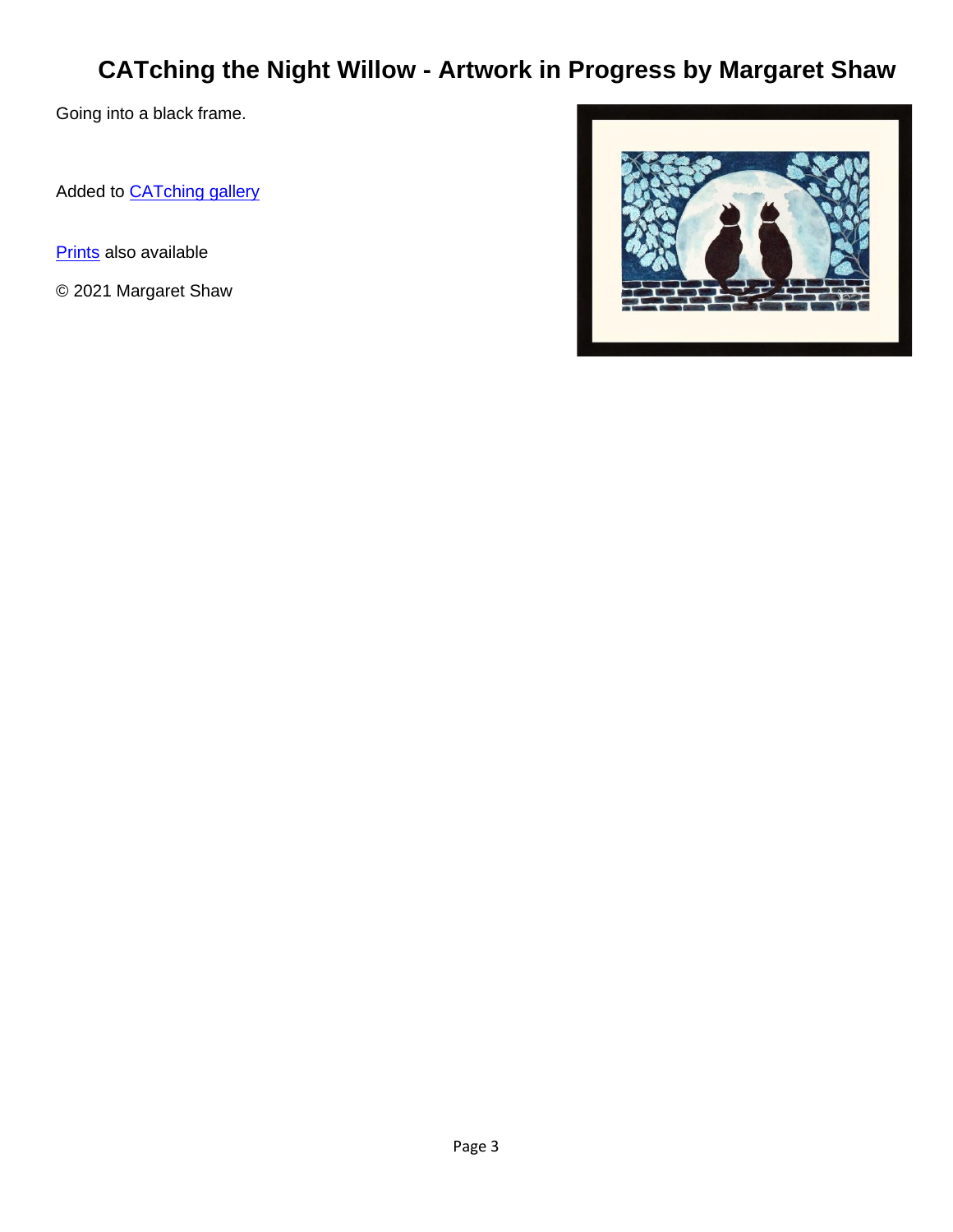# CATching the Night Willow - Artwork in Progress by Margaret Shaw

Going into a black frame.

Added to CATching gallery

Prints also available

© 2021 Margaret Shaw